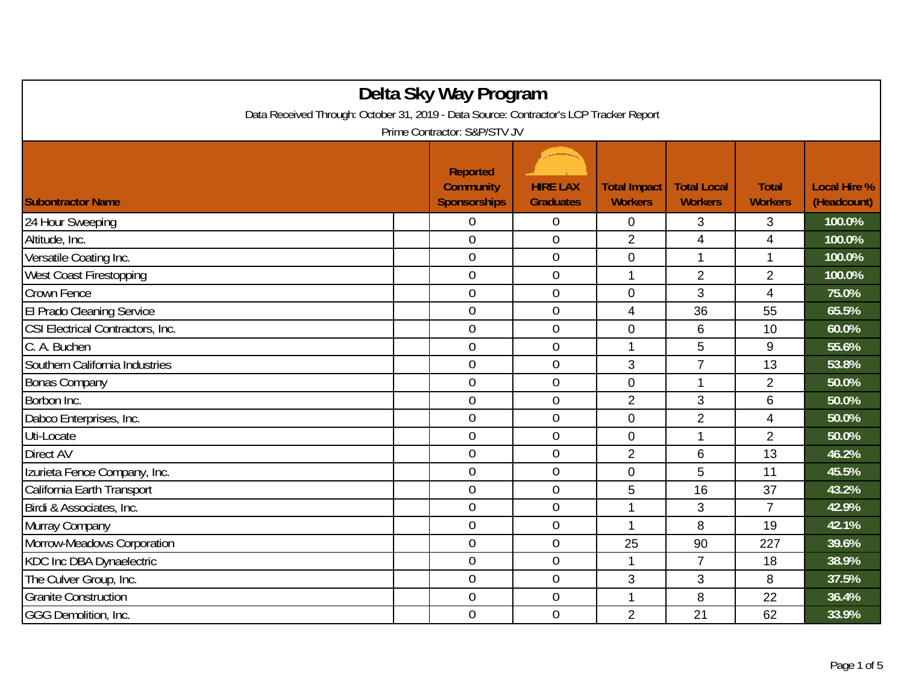# Delta Sky Way Program

Data Received Through: October 31, 2019 - Data Source: Contractor's LCP Tracker Report

Prime Contractor: S&P/STV JV

| Subontractor Name | Reported Community Sponsorships | HIRE LAX Graduates | Total Impact Workers | Total Local Workers | Total Workers | Local Hire % (Headcount) |
|---|---|---|---|---|---|---|
| 24 Hour Sweeping | 0 | 0 | 0 | 3 | 3 | 100.0% |
| Altitude, Inc. | 0 | 0 | 2 | 4 | 4 | 100.0% |
| Versatile Coating Inc. | 0 | 0 | 0 | 1 | 1 | 100.0% |
| West Coast Firestopping | 0 | 0 | 1 | 2 | 2 | 100.0% |
| Crown Fence | 0 | 0 | 0 | 3 | 4 | 75.0% |
| El Prado Cleaning Service | 0 | 0 | 4 | 36 | 55 | 65.5% |
| CSI Electrical Contractors, Inc. | 0 | 0 | 0 | 6 | 10 | 60.0% |
| C. A. Buchen | 0 | 0 | 1 | 5 | 9 | 55.6% |
| Southern California Industries | 0 | 0 | 3 | 7 | 13 | 53.8% |
| Bonas Company | 0 | 0 | 0 | 1 | 2 | 50.0% |
| Borbon Inc. | 0 | 0 | 2 | 3 | 6 | 50.0% |
| Dabco Enterprises, Inc. | 0 | 0 | 0 | 2 | 4 | 50.0% |
| Uti-Locate | 0 | 0 | 0 | 1 | 2 | 50.0% |
| Direct AV | 0 | 0 | 2 | 6 | 13 | 46.2% |
| Izurieta Fence Company, Inc. | 0 | 0 | 0 | 5 | 11 | 45.5% |
| California Earth Transport | 0 | 0 | 5 | 16 | 37 | 43.2% |
| Birdi & Associates, Inc. | 0 | 0 | 1 | 3 | 7 | 42.9% |
| Murray Company | 0 | 0 | 1 | 8 | 19 | 42.1% |
| Morrow-Meadows Corporation | 0 | 0 | 25 | 90 | 227 | 39.6% |
| KDC Inc DBA Dynaelectric | 0 | 0 | 1 | 7 | 18 | 38.9% |
| The Culver Group, Inc. | 0 | 0 | 3 | 3 | 8 | 37.5% |
| Granite Construction | 0 | 0 | 1 | 8 | 22 | 36.4% |
| GGG Demolition, Inc. | 0 | 0 | 2 | 21 | 62 | 33.9% |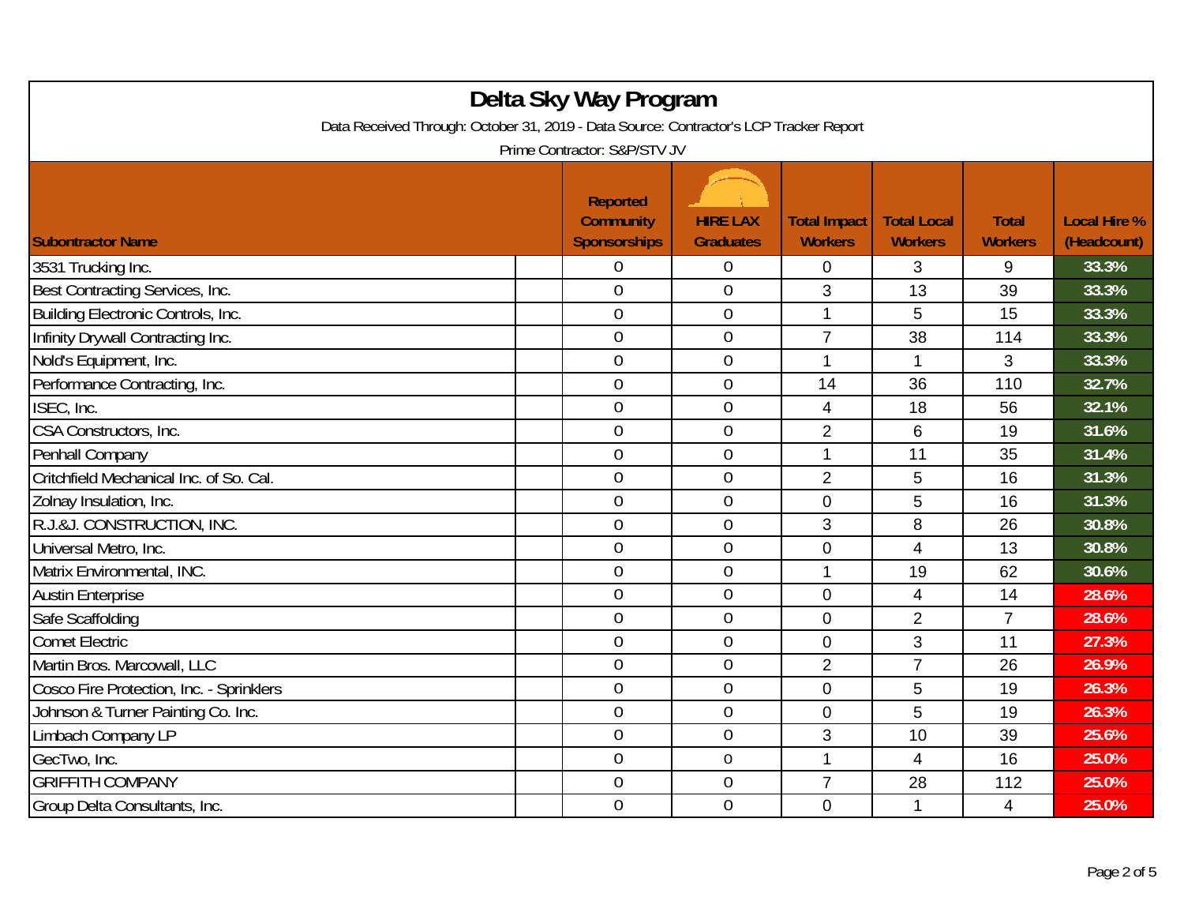# Delta Sky Way Program

Data Received Through: October 31, 2019 - Data Source: Contractor's LCP Tracker Report

Prime Contractor: S&P/STV JV

| Subontractor Name | Reported Community Sponsorships | HIRE LAX Graduates | Total Impact Workers | Total Local Workers | Total Workers | Local Hire % (Headcount) |
|---|---|---|---|---|---|---|
| 3531 Trucking Inc. | 0 | 0 | 0 | 3 | 9 | 33.3% |
| Best Contracting Services, Inc. | 0 | 0 | 3 | 13 | 39 | 33.3% |
| Building Electronic Controls, Inc. | 0 | 0 | 1 | 5 | 15 | 33.3% |
| Infinity Drywall Contracting Inc. | 0 | 0 | 7 | 38 | 114 | 33.3% |
| Nold's Equipment, Inc. | 0 | 0 | 1 | 1 | 3 | 33.3% |
| Performance Contracting, Inc. | 0 | 0 | 14 | 36 | 110 | 32.7% |
| ISEC, Inc. | 0 | 0 | 4 | 18 | 56 | 32.1% |
| CSA Constructors, Inc. | 0 | 0 | 2 | 6 | 19 | 31.6% |
| Penhall Company | 0 | 0 | 1 | 11 | 35 | 31.4% |
| Critchfield Mechanical Inc. of So. Cal. | 0 | 0 | 2 | 5 | 16 | 31.3% |
| Zolnay Insulation, Inc. | 0 | 0 | 0 | 5 | 16 | 31.3% |
| R.J.&J. CONSTRUCTION, INC. | 0 | 0 | 3 | 8 | 26 | 30.8% |
| Universal Metro, Inc. | 0 | 0 | 0 | 4 | 13 | 30.8% |
| Matrix Environmental, INC. | 0 | 0 | 1 | 19 | 62 | 30.6% |
| Austin Enterprise | 0 | 0 | 0 | 4 | 14 | 28.6% |
| Safe Scaffolding | 0 | 0 | 0 | 2 | 7 | 28.6% |
| Comet Electric | 0 | 0 | 0 | 3 | 11 | 27.3% |
| Martin Bros. Marcowall, LLC | 0 | 0 | 2 | 7 | 26 | 26.9% |
| Cosco Fire Protection, Inc. - Sprinklers | 0 | 0 | 0 | 5 | 19 | 26.3% |
| Johnson & Turner Painting Co. Inc. | 0 | 0 | 0 | 5 | 19 | 26.3% |
| Limbach Company LP | 0 | 0 | 3 | 10 | 39 | 25.6% |
| GecTwo, Inc. | 0 | 0 | 1 | 4 | 16 | 25.0% |
| GRIFFITH COMPANY | 0 | 0 | 7 | 28 | 112 | 25.0% |
| Group Delta Consultants, Inc. | 0 | 0 | 0 | 1 | 4 | 25.0% |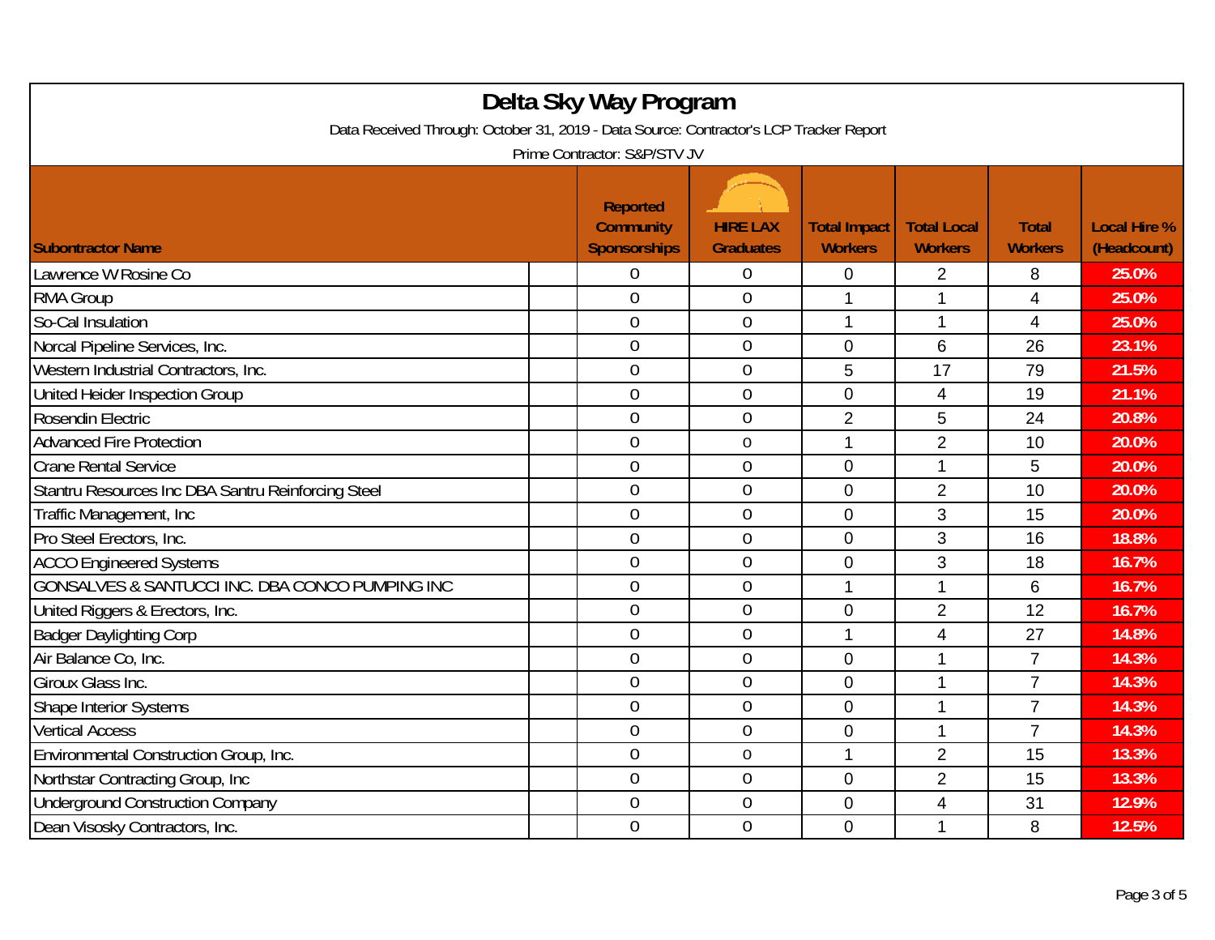# Delta Sky Way Program

Data Received Through: October 31, 2019 - Data Source: Contractor's LCP Tracker Report

Prime Contractor: S&P/STV JV

| Subontractor Name | Reported Community Sponsorships | HIRE LAX Graduates | Total Impact Workers | Total Local Workers | Total Workers | Local Hire % (Headcount) |
|---|---|---|---|---|---|---|
| Lawrence W Rosine Co | 0 | 0 | 0 | 2 | 8 | 25.0% |
| RMA Group | 0 | 0 | 1 | 1 | 4 | 25.0% |
| So-Cal Insulation | 0 | 0 | 1 | 1 | 4 | 25.0% |
| Norcal Pipeline Services, Inc. | 0 | 0 | 0 | 6 | 26 | 23.1% |
| Western Industrial Contractors, Inc. | 0 | 0 | 5 | 17 | 79 | 21.5% |
| United Heider Inspection Group | 0 | 0 | 0 | 4 | 19 | 21.1% |
| Rosendin Electric | 0 | 0 | 2 | 5 | 24 | 20.8% |
| Advanced Fire Protection | 0 | 0 | 1 | 2 | 10 | 20.0% |
| Crane Rental Service | 0 | 0 | 0 | 1 | 5 | 20.0% |
| Stantru Resources Inc DBA Santru Reinforcing Steel | 0 | 0 | 0 | 2 | 10 | 20.0% |
| Traffic Management, Inc | 0 | 0 | 0 | 3 | 15 | 20.0% |
| Pro Steel Erectors, Inc. | 0 | 0 | 0 | 3 | 16 | 18.8% |
| ACCO Engineered Systems | 0 | 0 | 0 | 3 | 18 | 16.7% |
| GONSALVES & SANTUCCI INC. DBA CONCO PUMPING INC | 0 | 0 | 1 | 1 | 6 | 16.7% |
| United Riggers & Erectors, Inc. | 0 | 0 | 0 | 2 | 12 | 16.7% |
| Badger Daylighting Corp | 0 | 0 | 1 | 4 | 27 | 14.8% |
| Air Balance Co, Inc. | 0 | 0 | 0 | 1 | 7 | 14.3% |
| Giroux Glass Inc. | 0 | 0 | 0 | 1 | 7 | 14.3% |
| Shape Interior Systems | 0 | 0 | 0 | 1 | 7 | 14.3% |
| Vertical Access | 0 | 0 | 0 | 1 | 7 | 14.3% |
| Environmental Construction Group, Inc. | 0 | 0 | 1 | 2 | 15 | 13.3% |
| Northstar Contracting Group, Inc | 0 | 0 | 0 | 2 | 15 | 13.3% |
| Underground Construction Company | 0 | 0 | 0 | 4 | 31 | 12.9% |
| Dean Visosky Contractors, Inc. | 0 | 0 | 0 | 1 | 8 | 12.5% |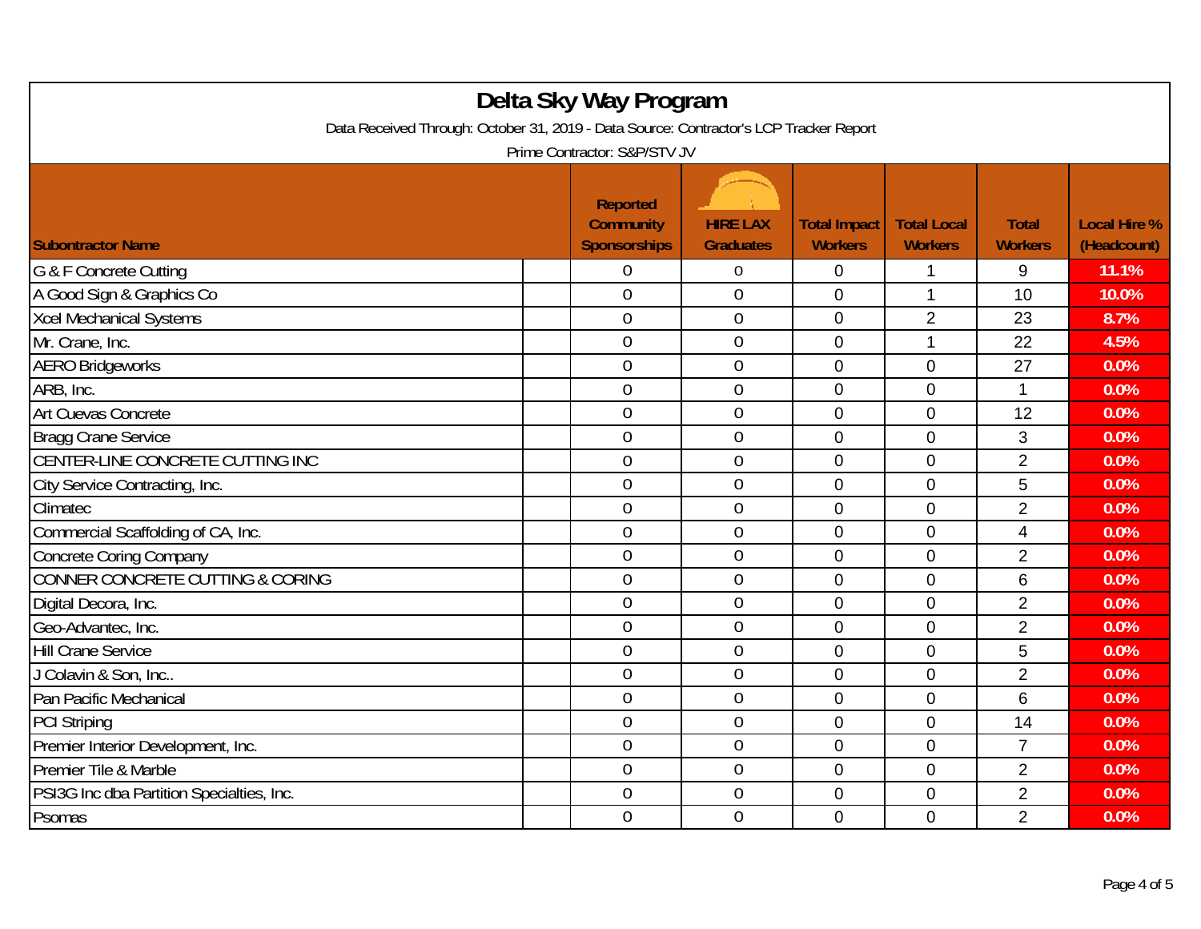# Delta Sky Way Program

Data Received Through: October 31, 2019 - Data Source: Contractor's LCP Tracker Report

Prime Contractor: S&P/STV JV

| Subcontractor Name | Reported Community Sponsorships | HIRE LAX Graduates | Total Impact Workers | Total Local Workers | Total Workers | Local Hire % (Headcount) |
|---|---|---|---|---|---|---|
| G & F Concrete Cutting | 0 | 0 | 0 | 1 | 9 | 11.1% |
| A Good Sign & Graphics Co | 0 | 0 | 0 | 1 | 10 | 10.0% |
| Xcel Mechanical Systems | 0 | 0 | 0 | 2 | 23 | 8.7% |
| Mr. Crane, Inc. | 0 | 0 | 0 | 1 | 22 | 4.5% |
| AERO Bridgeworks | 0 | 0 | 0 | 0 | 27 | 0.0% |
| ARB, Inc. | 0 | 0 | 0 | 0 | 1 | 0.0% |
| Art Cuevas Concrete | 0 | 0 | 0 | 0 | 12 | 0.0% |
| Bragg Crane Service | 0 | 0 | 0 | 0 | 3 | 0.0% |
| CENTER-LINE CONCRETE CUTTING INC | 0 | 0 | 0 | 0 | 2 | 0.0% |
| City Service Contracting, Inc. | 0 | 0 | 0 | 0 | 5 | 0.0% |
| Climatec | 0 | 0 | 0 | 0 | 2 | 0.0% |
| Commercial Scaffolding of CA, Inc. | 0 | 0 | 0 | 0 | 4 | 0.0% |
| Concrete Coring Company | 0 | 0 | 0 | 0 | 2 | 0.0% |
| CONNER CONCRETE CUTTING & CORING | 0 | 0 | 0 | 0 | 6 | 0.0% |
| Digital Decora, Inc. | 0 | 0 | 0 | 0 | 2 | 0.0% |
| Geo-Advantec, Inc. | 0 | 0 | 0 | 0 | 2 | 0.0% |
| Hill Crane Service | 0 | 0 | 0 | 0 | 5 | 0.0% |
| J Colavin & Son, Inc.. | 0 | 0 | 0 | 0 | 2 | 0.0% |
| Pan Pacific Mechanical | 0 | 0 | 0 | 0 | 6 | 0.0% |
| PCI Striping | 0 | 0 | 0 | 0 | 14 | 0.0% |
| Premier Interior Development, Inc. | 0 | 0 | 0 | 0 | 7 | 0.0% |
| Premier Tile & Marble | 0 | 0 | 0 | 0 | 2 | 0.0% |
| PSI3G Inc dba Partition Specialties, Inc. | 0 | 0 | 0 | 0 | 2 | 0.0% |
| Psomas | 0 | 0 | 0 | 0 | 2 | 0.0% |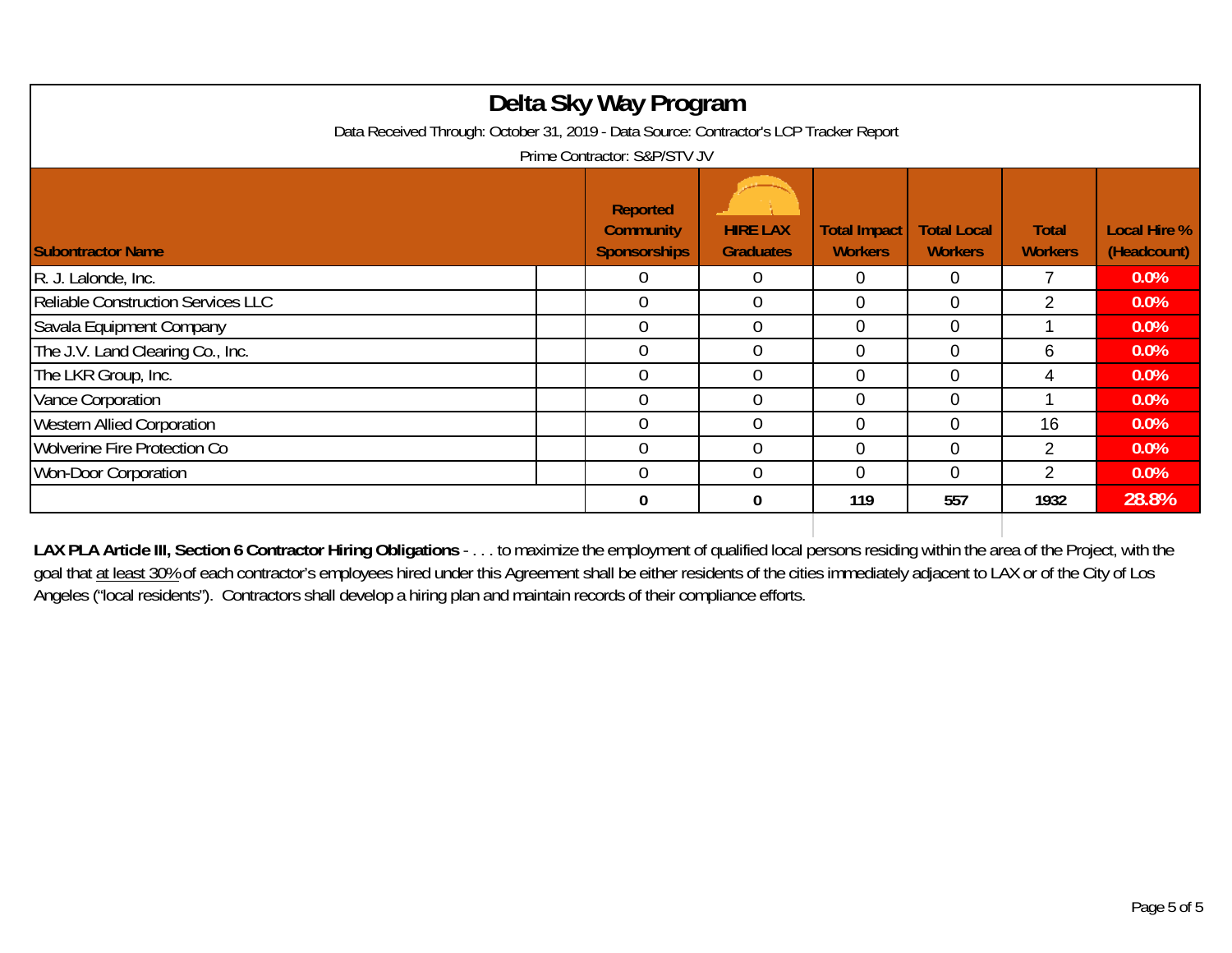# Delta Sky Way Program

Data Received Through: October 31, 2019 - Data Source: Contractor's LCP Tracker Report

Prime Contractor: S&P/STV JV

| Subontractor Name | | Reported Community Sponsorships | HIRE LAX Graduates | Total Impact Workers | Total Local Workers | Total Workers | Local Hire % (Headcount) |
|---|---|---|---|---|---|---|---|
| R. J. Lalonde, Inc. | | 0 | 0 | 0 | 0 | 7 | 0.0% |
| Reliable Construction Services LLC | | 0 | 0 | 0 | 0 | 2 | 0.0% |
| Savala Equipment Company | | 0 | 0 | 0 | 0 | 1 | 0.0% |
| The J.V. Land Clearing Co., Inc. | | 0 | 0 | 0 | 0 | 6 | 0.0% |
| The LKR Group, Inc. | | 0 | 0 | 0 | 0 | 4 | 0.0% |
| Vance Corporation | | 0 | 0 | 0 | 0 | 1 | 0.0% |
| Western Allied Corporation | | 0 | 0 | 0 | 0 | 16 | 0.0% |
| Wolverine Fire Protection Co | | 0 | 0 | 0 | 0 | 2 | 0.0% |
| Won-Door Corporation | | 0 | 0 | 0 | 0 | 2 | 0.0% |
| | | **0** | **0** | **119** | **557** | **1932** | **28.8%** |

**LAX PLA Article III, Section 6 Contractor Hiring Obligations** - . . . to maximize the employment of qualified local persons residing within the area of the Project, with the goal that at least 30% of each contractor's employees hired under this Agreement shall be either residents of the cities immediately adjacent to LAX or of the City of Los Angeles ("local residents"). Contractors shall develop a hiring plan and maintain records of their compliance efforts.